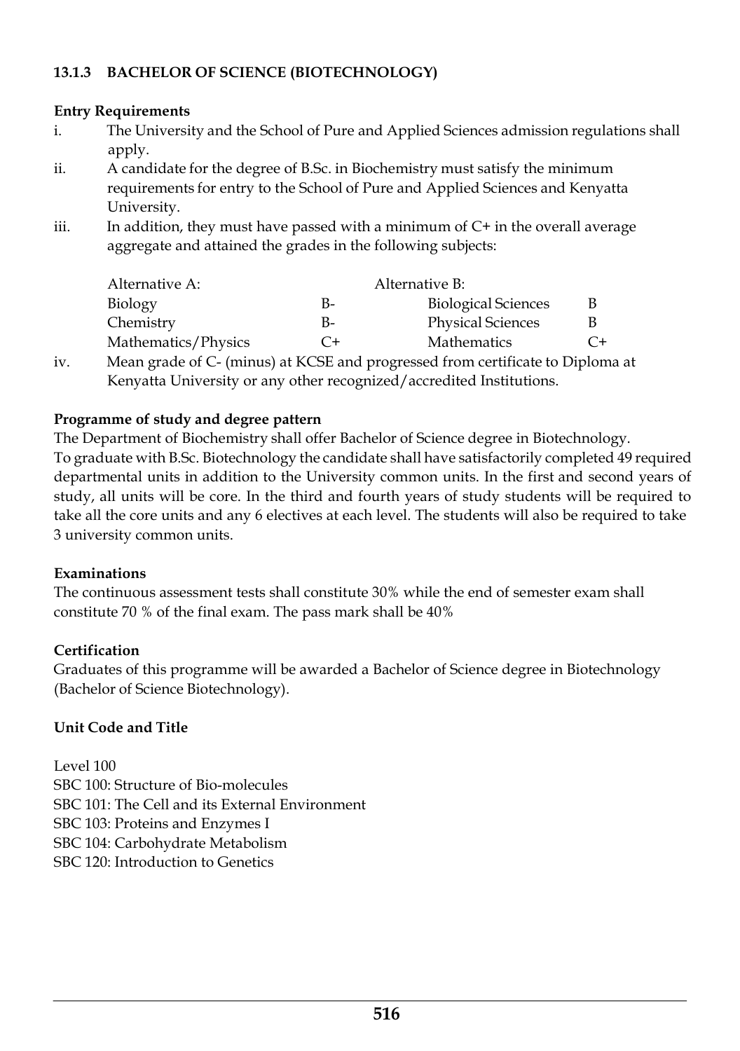### 13.1.3 BACHELOR OF SCIENCE (BIOTECHNOLOGY)

**Entry Requirements**

i. The University and the School of Pure and Applied Sciences admission regulations shall apply.

ii. A candidate for the degree of B.Sc. in Biochemistry must satisfy the minimum requirements for entry to the School of Pure and Applied Sciences and Kenyatta University.

iii. In addition, they must have passed with a minimum of C+ in the overall average aggregate and attained the grades in the following subjects:

| Alternative A: | | Alternative B: | |
|---|---|---|---|
| Biology | B- | Biological Sciences | B |
| Chemistry | B- | Physical Sciences | B |
| Mathematics/Physics | C+ | Mathematics | C+ |

iv. Mean grade of C- (minus) at KCSE and progressed from certificate to Diploma at Kenyatta University or any other recognized/accredited Institutions.

**Programme of study and degree pattern**

The Department of Biochemistry shall offer Bachelor of Science degree in Biotechnology. To graduate with B.Sc. Biotechnology the candidate shall have satisfactorily completed 49 required departmental units in addition to the University common units. In the first and second years of study, all units will be core. In the third and fourth years of study students will be required to take all the core units and any 6 electives at each level. The students will also be required to take 3 university common units.

**Examinations**

The continuous assessment tests shall constitute 30% while the end of semester exam shall constitute 70 % of the final exam. The pass mark shall be 40%

**Certification**

Graduates of this programme will be awarded a Bachelor of Science degree in Biotechnology (Bachelor of Science Biotechnology).

**Unit Code and Title**

Level 100
SBC 100: Structure of Bio-molecules
SBC 101: The Cell and its External Environment
SBC 103: Proteins and Enzymes I
SBC 104: Carbohydrate Metabolism
SBC 120: Introduction to Genetics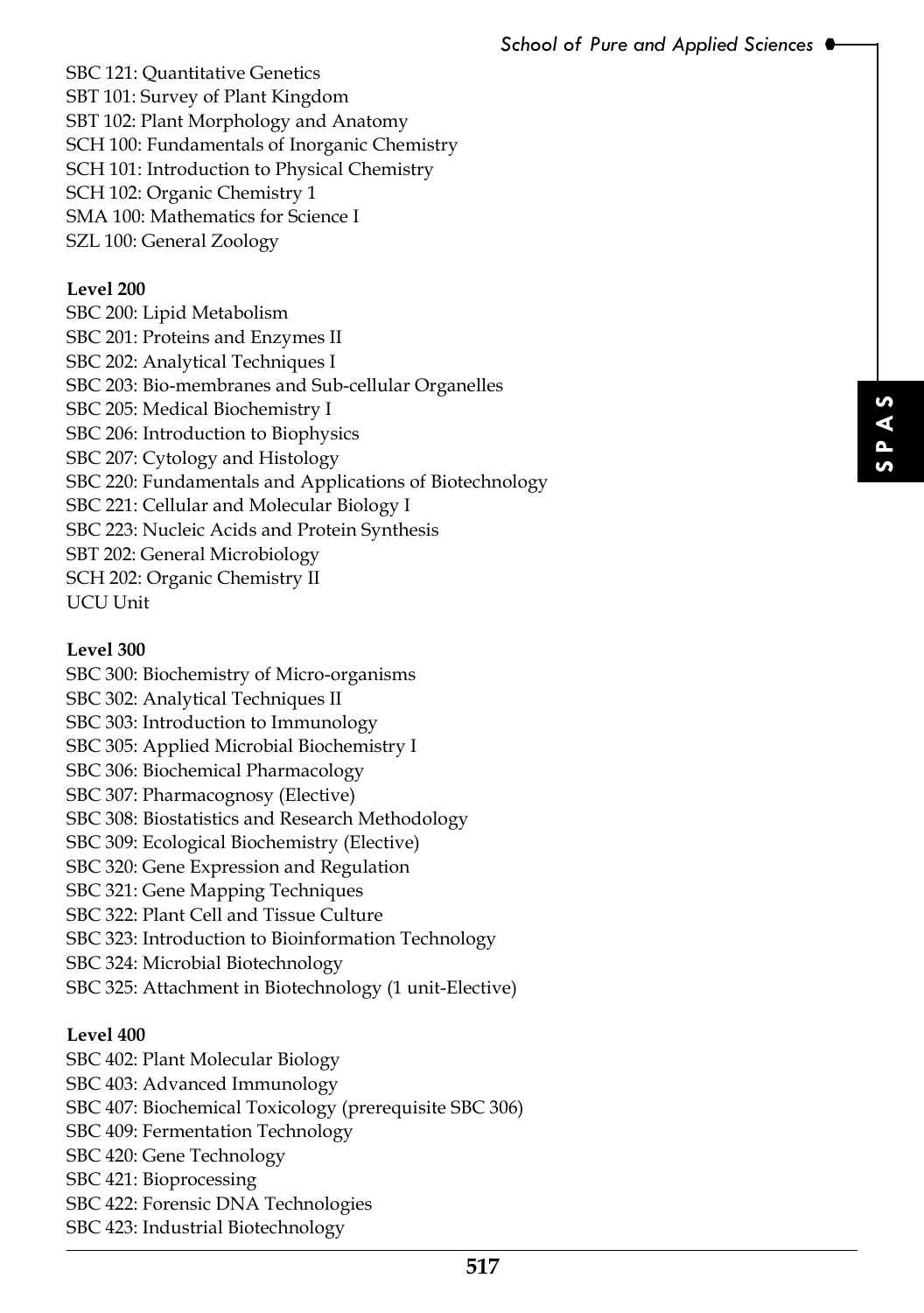SBC 121: Quantitative Genetics
SBT 101: Survey of Plant Kingdom
SBT 102: Plant Morphology and Anatomy
SCH 100: Fundamentals of Inorganic Chemistry
SCH 101: Introduction to Physical Chemistry
SCH 102: Organic Chemistry 1
SMA 100: Mathematics for Science I
SZL 100: General Zoology

**Level 200**

SBC 200: Lipid Metabolism
SBC 201: Proteins and Enzymes II
SBC 202: Analytical Techniques I
SBC 203: Bio-membranes and Sub-cellular Organelles
SBC 205: Medical Biochemistry I
SBC 206: Introduction to Biophysics
SBC 207: Cytology and Histology
SBC 220: Fundamentals and Applications of Biotechnology
SBC 221: Cellular and Molecular Biology I
SBC 223: Nucleic Acids and Protein Synthesis
SBT 202: General Microbiology
SCH 202: Organic Chemistry II
UCU Unit

**Level 300**

SBC 300: Biochemistry of Micro-organisms
SBC 302: Analytical Techniques II
SBC 303: Introduction to Immunology
SBC 305: Applied Microbial Biochemistry I
SBC 306: Biochemical Pharmacology
SBC 307: Pharmacognosy (Elective)
SBC 308: Biostatistics and Research Methodology
SBC 309: Ecological Biochemistry (Elective)
SBC 320: Gene Expression and Regulation
SBC 321: Gene Mapping Techniques
SBC 322: Plant Cell and Tissue Culture
SBC 323: Introduction to Bioinformation Technology
SBC 324: Microbial Biotechnology
SBC 325: Attachment in Biotechnology (1 unit-Elective)

**Level 400**

SBC 402: Plant Molecular Biology
SBC 403: Advanced Immunology
SBC 407: Biochemical Toxicology (prerequisite SBC 306)
SBC 409: Fermentation Technology
SBC 420: Gene Technology
SBC 421: Bioprocessing
SBC 422: Forensic DNA Technologies
SBC 423: Industrial Biotechnology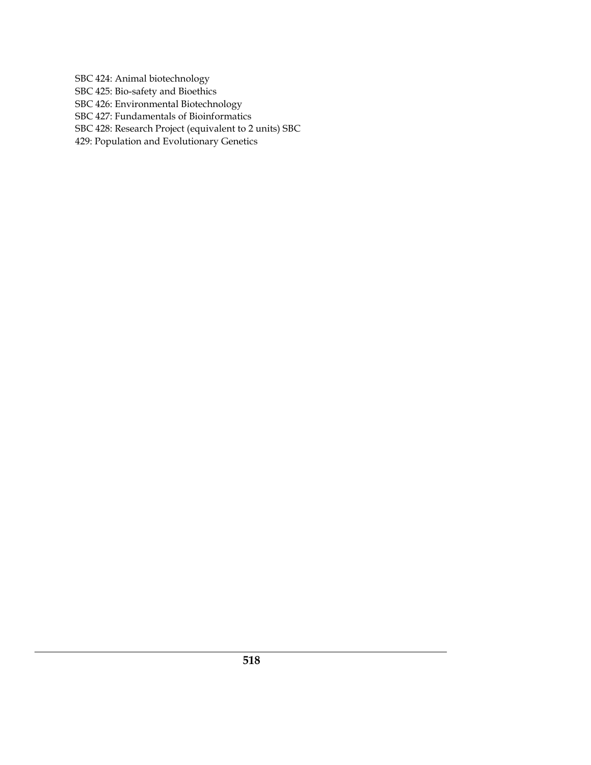SBC 424: Animal biotechnology
SBC 425: Bio-safety and Bioethics
SBC 426: Environmental Biotechnology
SBC 427: Fundamentals of Bioinformatics
SBC 428: Research Project (equivalent to 2 units) SBC
429: Population and Evolutionary Genetics